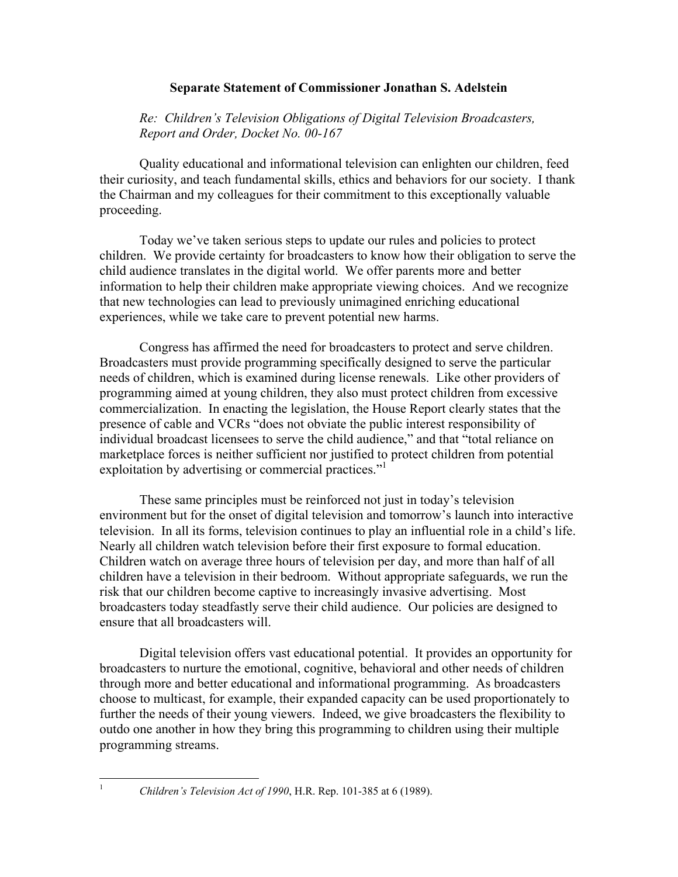**Separate Statement of Commissioner Jonathan S. Adelstein**

*Re: Children's Television Obligations of Digital Television Broadcasters, Report and Order, Docket No. 00-167*

Quality educational and informational television can enlighten our children, feed their curiosity, and teach fundamental skills, ethics and behaviors for our society. I thank the Chairman and my colleagues for their commitment to this exceptionally valuable proceeding.

Today we've taken serious steps to update our rules and policies to protect children. We provide certainty for broadcasters to know how their obligation to serve the child audience translates in the digital world. We offer parents more and better information to help their children make appropriate viewing choices. And we recognize that new technologies can lead to previously unimagined enriching educational experiences, while we take care to prevent potential new harms.

Congress has affirmed the need for broadcasters to protect and serve children. Broadcasters must provide programming specifically designed to serve the particular needs of children, which is examined during license renewals. Like other providers of programming aimed at young children, they also must protect children from excessive commercialization. In enacting the legislation, the House Report clearly states that the presence of cable and VCRs "does not obviate the public interest responsibility of individual broadcast licensees to serve the child audience," and that "total reliance on marketplace forces is neither sufficient nor justified to protect children from potential exploitation by advertising or commercial practices."[1]

These same principles must be reinforced not just in today's television environment but for the onset of digital television and tomorrow's launch into interactive television. In all its forms, television continues to play an influential role in a child's life. Nearly all children watch television before their first exposure to formal education. Children watch on average three hours of television per day, and more than half of all children have a television in their bedroom. Without appropriate safeguards, we run the risk that our children become captive to increasingly invasive advertising. Most broadcasters today steadfastly serve their child audience. Our policies are designed to ensure that all broadcasters will.

Digital television offers vast educational potential. It provides an opportunity for broadcasters to nurture the emotional, cognitive, behavioral and other needs of children through more and better educational and informational programming. As broadcasters choose to multicast, for example, their expanded capacity can be used proportionately to further the needs of their young viewers. Indeed, we give broadcasters the flexibility to outdo one another in how they bring this programming to children using their multiple programming streams.

---

[1] *Children's Television Act of 1990*, H.R. Rep. 101-385 at 6 (1989).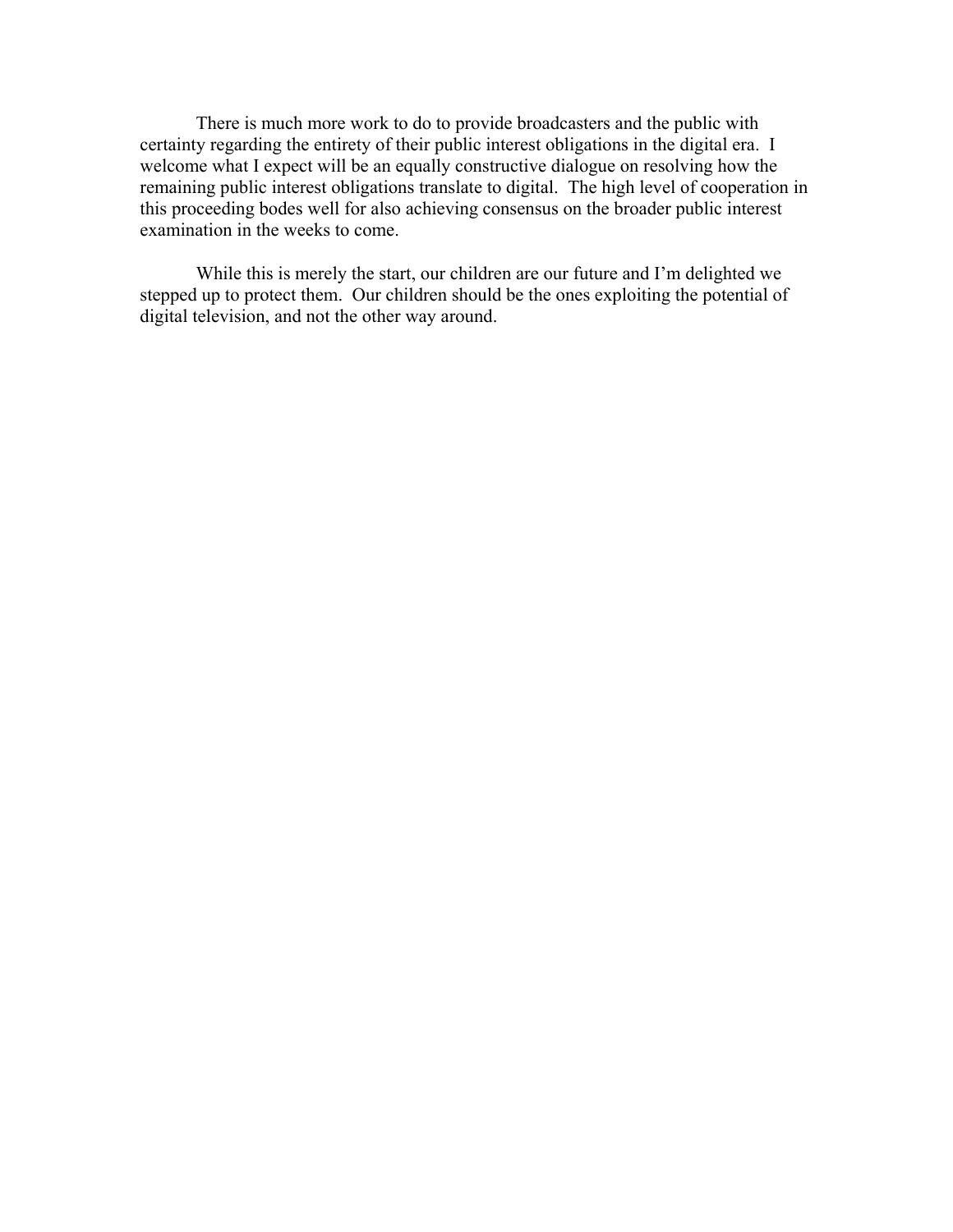There is much more work to do to provide broadcasters and the public with certainty regarding the entirety of their public interest obligations in the digital era. I welcome what I expect will be an equally constructive dialogue on resolving how the remaining public interest obligations translate to digital. The high level of cooperation in this proceeding bodes well for also achieving consensus on the broader public interest examination in the weeks to come.

While this is merely the start, our children are our future and I'm delighted we stepped up to protect them. Our children should be the ones exploiting the potential of digital television, and not the other way around.